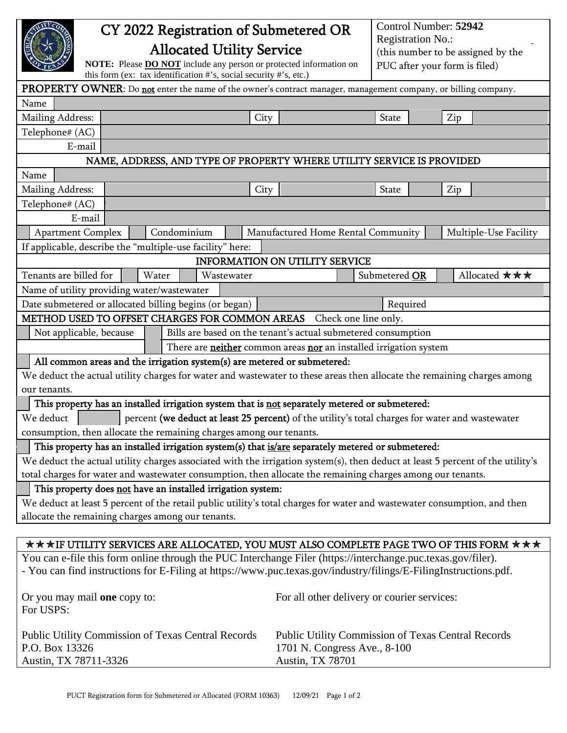# CY 2022 Registration of Submetered OR Allocated Utility Service

**NOTE:** Please **DO NOT** include any person or protected information on this form (ex: tax identification #'s, social security #'s, etc.)

Control Number: **52942**
Registration No.: -
(this number to be assigned by the PUC after your form is filed)

**PROPERTY OWNER**: Do not enter the name of the owner's contract manager, management company, or billing company.

| | | | | | | | |
|---|---|---|---|---|---|---|---|
| Name | | | | | | | |
| Mailing Address: | | City | | State | | Zip | |
| Telephone# (AC) | | | | | | | |
| E-mail | | | | | | | |

**NAME, ADDRESS, AND TYPE OF PROPERTY WHERE UTILITY SERVICE IS PROVIDED**

| | | | | | | | |
|---|---|---|---|---|---|---|---|
| Name | | | | | | | |
| Mailing Address: | | City | | State | | Zip | |
| Telephone# (AC) | | | | | | | |
| E-mail | | | | | | | |

☐ Apartment Complex ☐ Condominium ☐ Manufactured Home Rental Community ☐ Multiple-Use Facility

If applicable, describe the "multiple-use facility" here:

**INFORMATION ON UTILITY SERVICE**

Tenants are billed for ☐ Water ☐ Wastewater ☐ Submetered **OR** ☐ Allocated ★★★

Name of utility providing water/wastewater

Date submetered or allocated billing begins (or began) ______ Required

**METHOD USED TO OFFSET CHARGES FOR COMMON AREAS** Check one line only.

☐ Not applicable, because ☐ Bills are based on the tenant's actual submetered consumption
☐ There are **neither** common areas **nor** an installed irrigation system

☐ **All common areas and the irrigation system(s) are metered or submetered:**
We deduct the actual utility charges for water and wastewater to these areas then allocate the remaining charges among our tenants.

☐ **This property has an installed irrigation system that is not separately metered or submetered:**
We deduct ______ percent **(we deduct at least 25 percent)** of the utility's total charges for water and wastewater consumption, then allocate the remaining charges among our tenants.

☐ **This property has an installed irrigation system(s) that is/are separately metered or submetered:**
We deduct the actual utility charges associated with the irrigation system(s), then deduct at least 5 percent of the utility's total charges for water and wastewater consumption, then allocate the remaining charges among our tenants.

☐ **This property does not have an installed irrigation system:**
We deduct at least 5 percent of the retail public utility's total charges for water and wastewater consumption, and then allocate the remaining charges among our tenants.

**★★★IF UTILITY SERVICES ARE ALLOCATED, YOU MUST ALSO COMPLETE PAGE TWO OF THIS FORM ★★★**

You can e-file this form online through the PUC Interchange Filer (https://interchange.puc.texas.gov/filer).
- You can find instructions for E-Filing at https://www.puc.texas.gov/industry/filings/E-FilingInstructions.pdf.

Or you may mail **one** copy to:
For USPS:

Public Utility Commission of Texas Central Records
P.O. Box 13326
Austin, TX 78711-3326

For all other delivery or courier services:

Public Utility Commission of Texas Central Records
1701 N. Congress Ave., 8-100
Austin, TX 78701

PUCT Registration form for Submetered or Allocated (FORM 10363) 12/09/21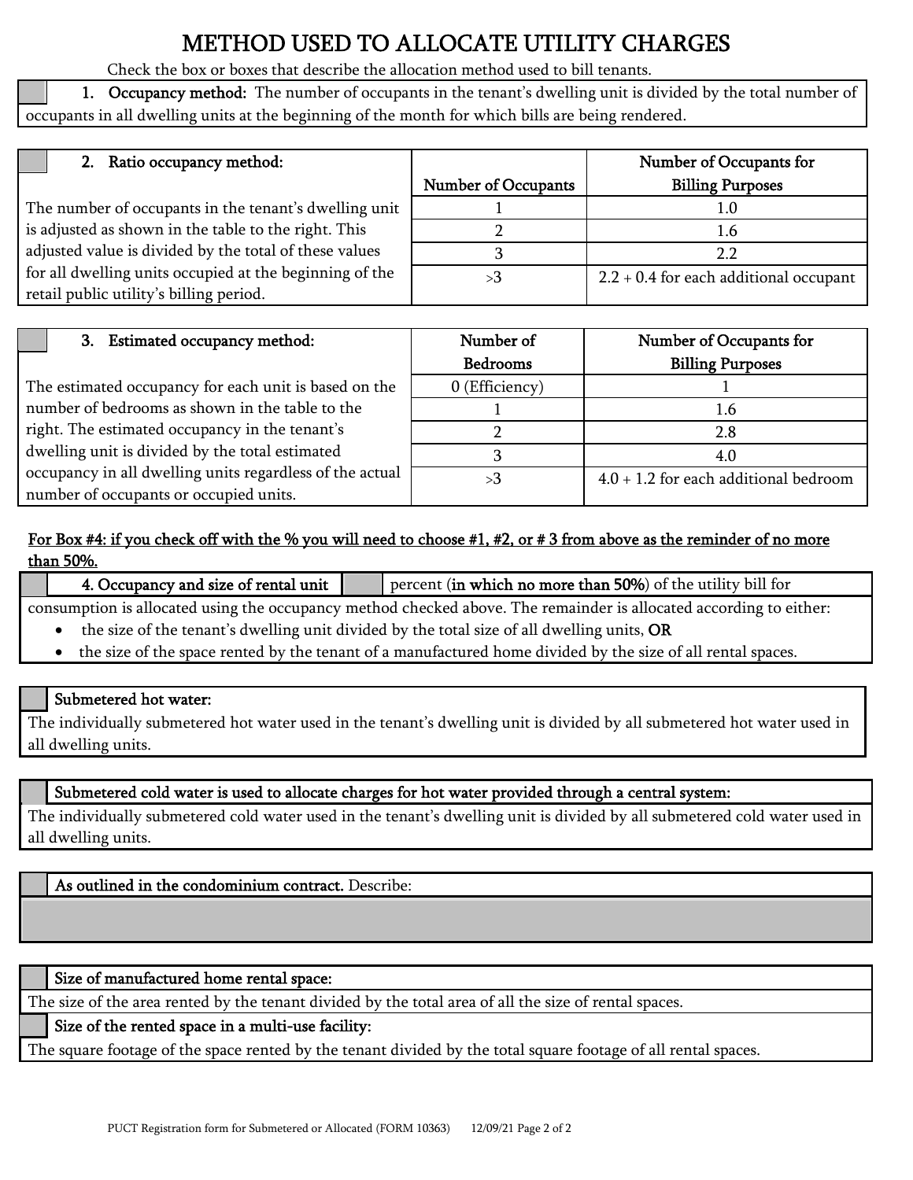# METHOD USED TO ALLOCATE UTILITY CHARGES

Check the box or boxes that describe the allocation method used to bill tenants.

☐ **1. Occupancy method:** The number of occupants in the tenant's dwelling unit is divided by the total number of occupants in all dwelling units at the beginning of the month for which bills are being rendered.

☐ **2. Ratio occupancy method:**

The number of occupants in the tenant's dwelling unit is adjusted as shown in the table to the right. This adjusted value is divided by the total of these values for all dwelling units occupied at the beginning of the retail public utility's billing period.

| Number of Occupants | Number of Occupants for Billing Purposes |
| --- | --- |
| 1 | 1.0 |
| 2 | 1.6 |
| 3 | 2.2 |
| >3 | 2.2 + 0.4 for each additional occupant |

☐ **3. Estimated occupancy method:**

The estimated occupancy for each unit is based on the number of bedrooms as shown in the table to the right. The estimated occupancy in the tenant's dwelling unit is divided by the total estimated occupancy in all dwelling units regardless of the actual number of occupants or occupied units.

| Number of Bedrooms | Number of Occupants for Billing Purposes |
| --- | --- |
| 0 (Efficiency) | 1 |
| 1 | 1.6 |
| 2 | 2.8 |
| 3 | 4.0 |
| >3 | 4.0 + 1.2 for each additional bedroom |

**For Box #4: if you check off with the % you will need to choose #1, #2, or # 3 from above as the reminder of no more than 50%.**

☐ **4. Occupancy and size of rental unit** ☐ percent (**in which no more than 50%**) of the utility bill for consumption is allocated using the occupancy method checked above. The remainder is allocated according to either:

- the size of the tenant's dwelling unit divided by the total size of all dwelling units, **OR**
- the size of the space rented by the tenant of a manufactured home divided by the size of all rental spaces.

☐ **Submetered hot water:**
The individually submetered hot water used in the tenant's dwelling unit is divided by all submetered hot water used in all dwelling units.

☐ **Submetered cold water is used to allocate charges for hot water provided through a central system:**
The individually submetered cold water used in the tenant's dwelling unit is divided by all submetered cold water used in all dwelling units.

☐ **As outlined in the condominium contract.** Describe:

☐ **Size of manufactured home rental space:**
The size of the area rented by the tenant divided by the total area of all the size of rental spaces.

☐ **Size of the rented space in a multi-use facility:**
The square footage of the space rented by the tenant divided by the total square footage of all rental spaces.